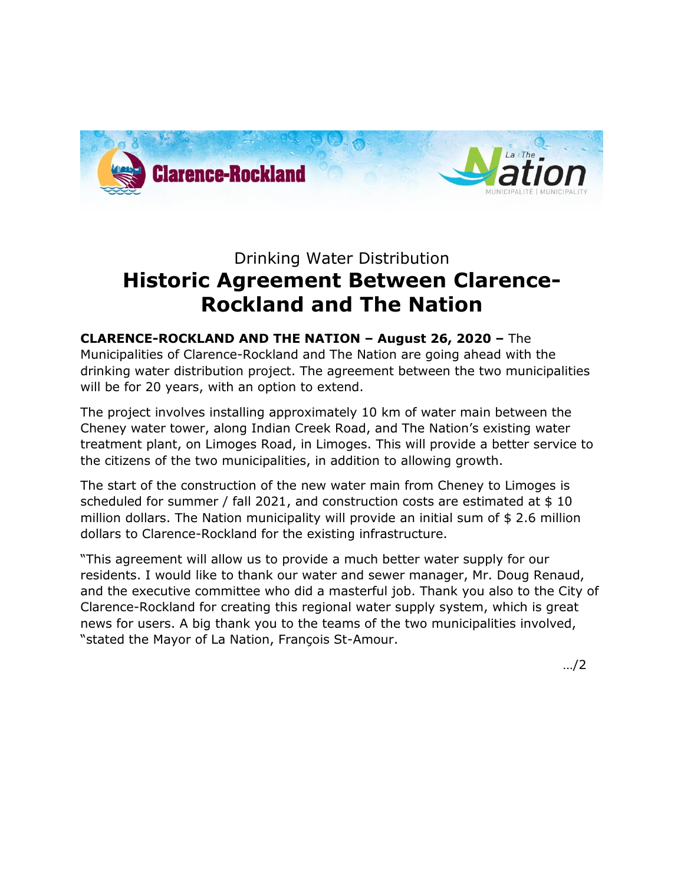Drinking Water Distribution

# Historic Agreement Between Clarence-Rockland and The Nation

**CLARENCE-ROCKLAND AND THE NATION – August 26, 2020 –** The Municipalities of Clarence-Rockland and The Nation are going ahead with the drinking water distribution project. The agreement between the two municipalities will be for 20 years, with an option to extend.

The project involves installing approximately 10 km of water main between the Cheney water tower, along Indian Creek Road, and The Nation's existing water treatment plant, on Limoges Road, in Limoges. This will provide a better service to the citizens of the two municipalities, in addition to allowing growth.

The start of the construction of the new water main from Cheney to Limoges is scheduled for summer / fall 2021, and construction costs are estimated at $ 10 million dollars. The Nation municipality will provide an initial sum of $ 2.6 million dollars to Clarence-Rockland for the existing infrastructure.

"This agreement will allow us to provide a much better water supply for our residents. I would like to thank our water and sewer manager, Mr. Doug Renaud, and the executive committee who did a masterful job. Thank you also to the City of Clarence-Rockland for creating this regional water supply system, which is great news for users. A big thank you to the teams of the two municipalities involved, "stated the Mayor of La Nation, François St-Amour.

…/2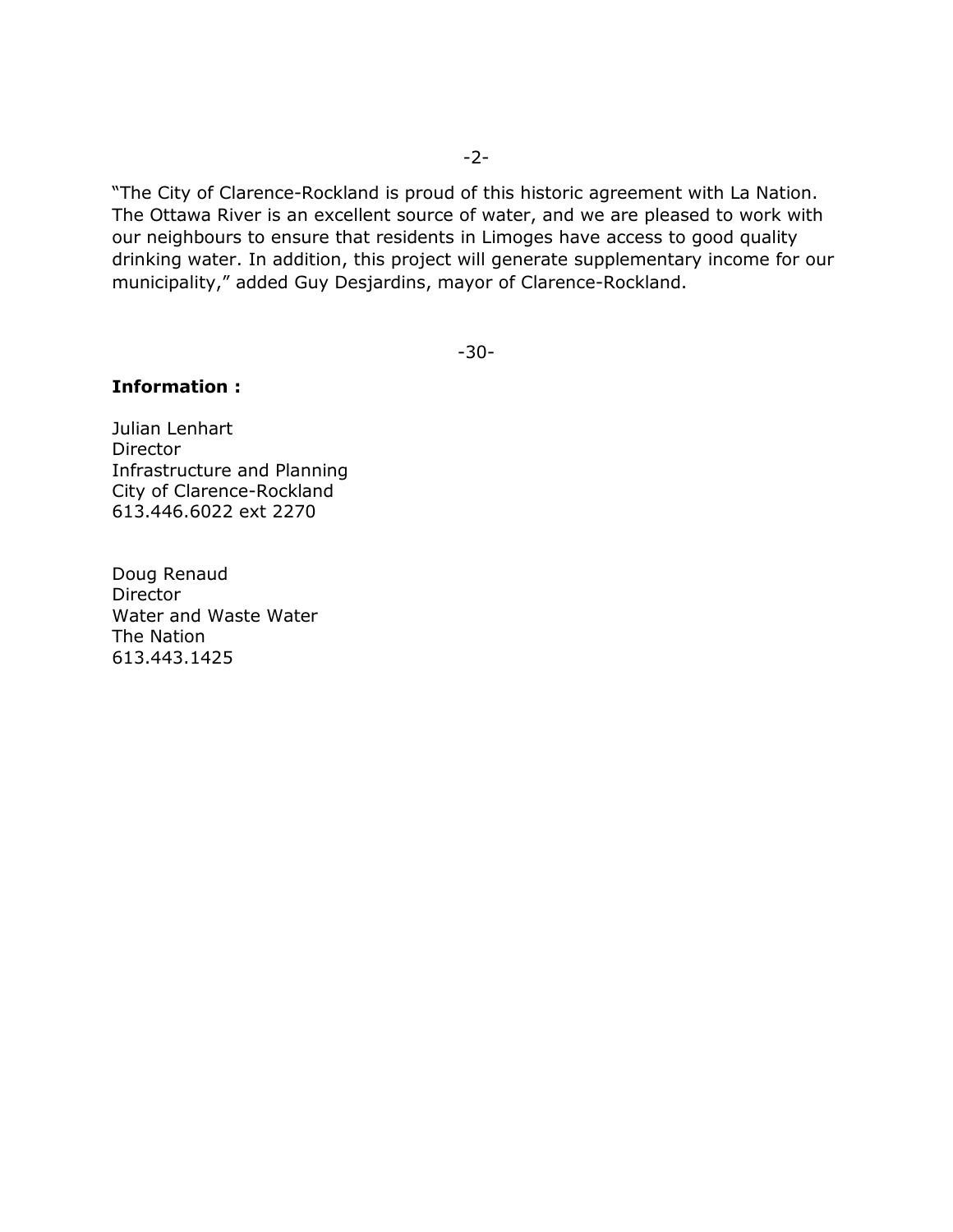"The City of Clarence-Rockland is proud of this historic agreement with La Nation. The Ottawa River is an excellent source of water, and we are pleased to work with our neighbours to ensure that residents in Limoges have access to good quality drinking water. In addition, this project will generate supplementary income for our municipality," added Guy Desjardins, mayor of Clarence-Rockland.

-30-

**Information :**

Julian Lenhart
Director
Infrastructure and Planning
City of Clarence-Rockland
613.446.6022 ext 2270

Doug Renaud
Director
Water and Waste Water
The Nation
613.443.1425